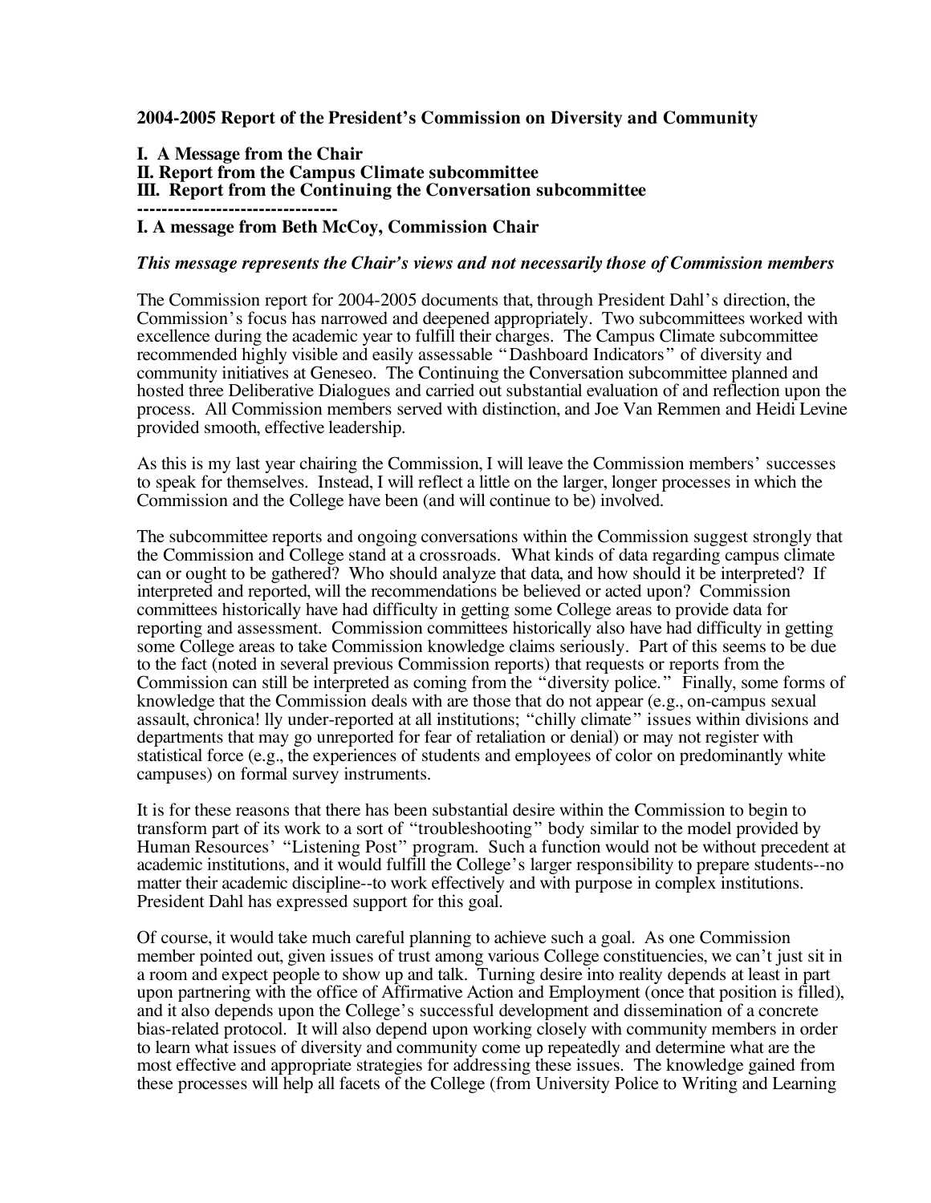# 2004-2005 Report of the President's Commission on Diversity and Community

**I. A Message from the Chair**
**II. Report from the Campus Climate subcommittee**
**III. Report from the Continuing the Conversation subcommittee**

---------------------------------

## I. A message from Beth McCoy, Commission Chair

***This message represents the Chair's views and not necessarily those of Commission members***

The Commission report for 2004-2005 documents that, through President Dahl's direction, the Commission's focus has narrowed and deepened appropriately. Two subcommittees worked with excellence during the academic year to fulfill their charges. The Campus Climate subcommittee recommended highly visible and easily assessable "Dashboard Indicators" of diversity and community initiatives at Geneseo. The Continuing the Conversation subcommittee planned and hosted three Deliberative Dialogues and carried out substantial evaluation of and reflection upon the process. All Commission members served with distinction, and Joe Van Remmen and Heidi Levine provided smooth, effective leadership.

As this is my last year chairing the Commission, I will leave the Commission members' successes to speak for themselves. Instead, I will reflect a little on the larger, longer processes in which the Commission and the College have been (and will continue to be) involved.

The subcommittee reports and ongoing conversations within the Commission suggest strongly that the Commission and College stand at a crossroads. What kinds of data regarding campus climate can or ought to be gathered? Who should analyze that data, and how should it be interpreted? If interpreted and reported, will the recommendations be believed or acted upon? Commission committees historically have had difficulty in getting some College areas to provide data for reporting and assessment. Commission committees historically also have had difficulty in getting some College areas to take Commission knowledge claims seriously. Part of this seems to be due to the fact (noted in several previous Commission reports) that requests or reports from the Commission can still be interpreted as coming from the "diversity police." Finally, some forms of knowledge that the Commission deals with are those that do not appear (e.g., on-campus sexual assault, chronica! lly under-reported at all institutions; "chilly climate" issues within divisions and departments that may go unreported for fear of retaliation or denial) or may not register with statistical force (e.g., the experiences of students and employees of color on predominantly white campuses) on formal survey instruments.

It is for these reasons that there has been substantial desire within the Commission to begin to transform part of its work to a sort of "troubleshooting" body similar to the model provided by Human Resources' "Listening Post" program. Such a function would not be without precedent at academic institutions, and it would fulfill the College's larger responsibility to prepare students--no matter their academic discipline--to work effectively and with purpose in complex institutions. President Dahl has expressed support for this goal.

Of course, it would take much careful planning to achieve such a goal. As one Commission member pointed out, given issues of trust among various College constituencies, we can't just sit in a room and expect people to show up and talk. Turning desire into reality depends at least in part upon partnering with the office of Affirmative Action and Employment (once that position is filled), and it also depends upon the College's successful development and dissemination of a concrete bias-related protocol. It will also depend upon working closely with community members in order to learn what issues of diversity and community come up repeatedly and determine what are the most effective and appropriate strategies for addressing these issues. The knowledge gained from these processes will help all facets of the College (from University Police to Writing and Learning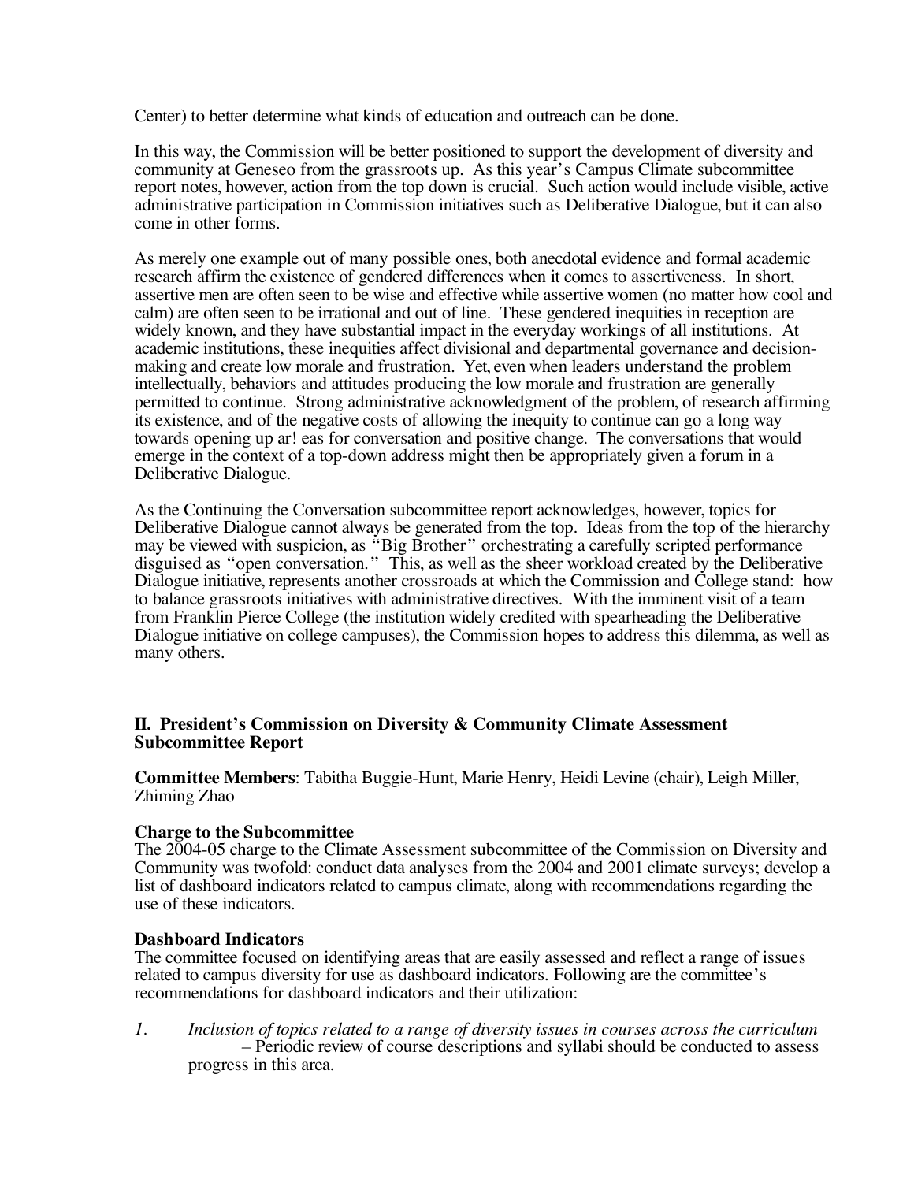Center) to better determine what kinds of education and outreach can be done.

In this way, the Commission will be better positioned to support the development of diversity and community at Geneseo from the grassroots up. As this year's Campus Climate subcommittee report notes, however, action from the top down is crucial. Such action would include visible, active administrative participation in Commission initiatives such as Deliberative Dialogue, but it can also come in other forms.

As merely one example out of many possible ones, both anecdotal evidence and formal academic research affirm the existence of gendered differences when it comes to assertiveness. In short, assertive men are often seen to be wise and effective while assertive women (no matter how cool and calm) are often seen to be irrational and out of line. These gendered inequities in reception are widely known, and they have substantial impact in the everyday workings of all institutions. At academic institutions, these inequities affect divisional and departmental governance and decision-making and create low morale and frustration. Yet, even when leaders understand the problem intellectually, behaviors and attitudes producing the low morale and frustration are generally permitted to continue. Strong administrative acknowledgment of the problem, of research affirming its existence, and of the negative costs of allowing the inequity to continue can go a long way towards opening up ar! eas for conversation and positive change. The conversations that would emerge in the context of a top-down address might then be appropriately given a forum in a Deliberative Dialogue.

As the Continuing the Conversation subcommittee report acknowledges, however, topics for Deliberative Dialogue cannot always be generated from the top. Ideas from the top of the hierarchy may be viewed with suspicion, as "Big Brother" orchestrating a carefully scripted performance disguised as "open conversation." This, as well as the sheer workload created by the Deliberative Dialogue initiative, represents another crossroads at which the Commission and College stand: how to balance grassroots initiatives with administrative directives. With the imminent visit of a team from Franklin Pierce College (the institution widely credited with spearheading the Deliberative Dialogue initiative on college campuses), the Commission hopes to address this dilemma, as well as many others.

## II. President's Commission on Diversity & Community Climate Assessment Subcommittee Report

**Committee Members**: Tabitha Buggie-Hunt, Marie Henry, Heidi Levine (chair), Leigh Miller, Zhiming Zhao

### Charge to the Subcommittee

The 2004-05 charge to the Climate Assessment subcommittee of the Commission on Diversity and Community was twofold: conduct data analyses from the 2004 and 2001 climate surveys; develop a list of dashboard indicators related to campus climate, along with recommendations regarding the use of these indicators.

### Dashboard Indicators

The committee focused on identifying areas that are easily assessed and reflect a range of issues related to campus diversity for use as dashboard indicators. Following are the committee's recommendations for dashboard indicators and their utilization:

1. *Inclusion of topics related to a range of diversity issues in courses across the curriculum* – Periodic review of course descriptions and syllabi should be conducted to assess progress in this area.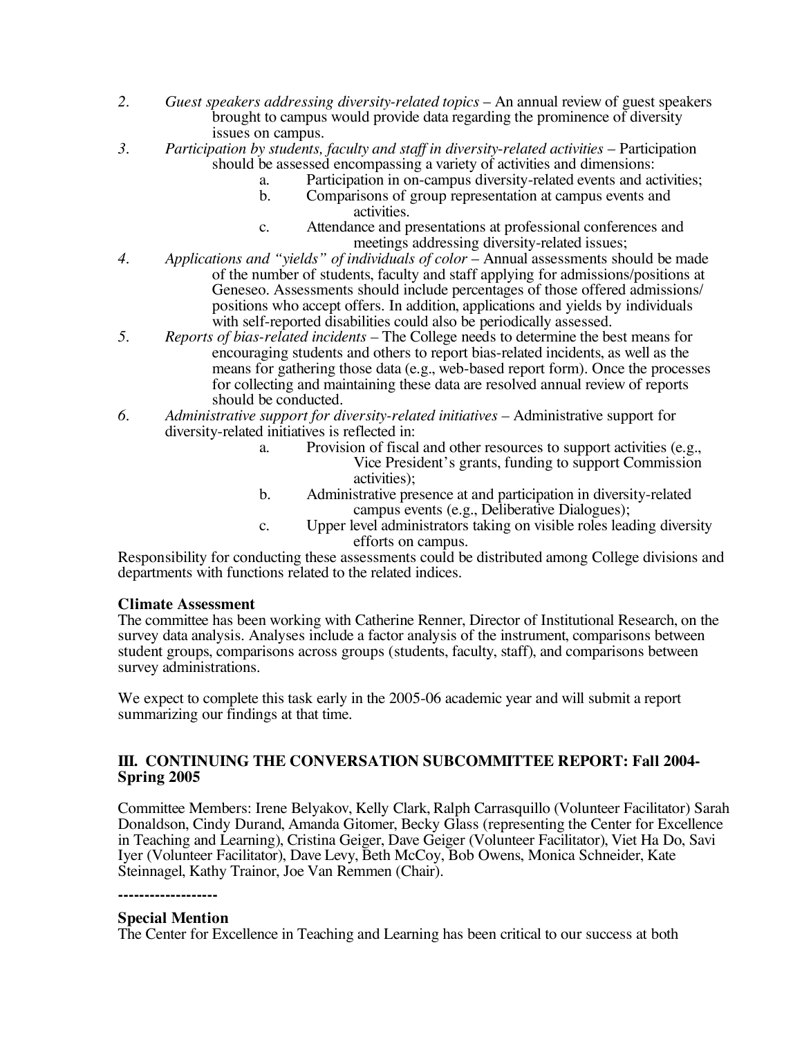2. *Guest speakers addressing diversity-related topics* – An annual review of guest speakers brought to campus would provide data regarding the prominence of diversity issues on campus.
3. *Participation by students, faculty and staff in diversity-related activities* – Participation should be assessed encompassing a variety of activities and dimensions:
    a. Participation in on-campus diversity-related events and activities;
    b. Comparisons of group representation at campus events and activities.
    c. Attendance and presentations at professional conferences and meetings addressing diversity-related issues;
4. *Applications and "yields" of individuals of color* – Annual assessments should be made of the number of students, faculty and staff applying for admissions/positions at Geneseo. Assessments should include percentages of those offered admissions/ positions who accept offers. In addition, applications and yields by individuals with self-reported disabilities could also be periodically assessed.
5. *Reports of bias-related incidents* – The College needs to determine the best means for encouraging students and others to report bias-related incidents, as well as the means for gathering those data (e.g., web-based report form). Once the processes for collecting and maintaining these data are resolved annual review of reports should be conducted.
6. *Administrative support for diversity-related initiatives* – Administrative support for diversity-related initiatives is reflected in:
    a. Provision of fiscal and other resources to support activities (e.g., Vice President's grants, funding to support Commission activities);
    b. Administrative presence at and participation in diversity-related campus events (e.g., Deliberative Dialogues);
    c. Upper level administrators taking on visible roles leading diversity efforts on campus.

Responsibility for conducting these assessments could be distributed among College divisions and departments with functions related to the related indices.

**Climate Assessment**

The committee has been working with Catherine Renner, Director of Institutional Research, on the survey data analysis. Analyses include a factor analysis of the instrument, comparisons between student groups, comparisons across groups (students, faculty, staff), and comparisons between survey administrations.

We expect to complete this task early in the 2005-06 academic year and will submit a report summarizing our findings at that time.

## III. CONTINUING THE CONVERSATION SUBCOMMITTEE REPORT: Fall 2004-Spring 2005

Committee Members: Irene Belyakov, Kelly Clark, Ralph Carrasquillo (Volunteer Facilitator) Sarah Donaldson, Cindy Durand, Amanda Gitomer, Becky Glass (representing the Center for Excellence in Teaching and Learning), Cristina Geiger, Dave Geiger (Volunteer Facilitator), Viet Ha Do, Savi Iyer (Volunteer Facilitator), Dave Levy, Beth McCoy, Bob Owens, Monica Schneider, Kate Steinnagel, Kathy Trainor, Joe Van Remmen (Chair).

**-------------------**

**Special Mention**

The Center for Excellence in Teaching and Learning has been critical to our success at both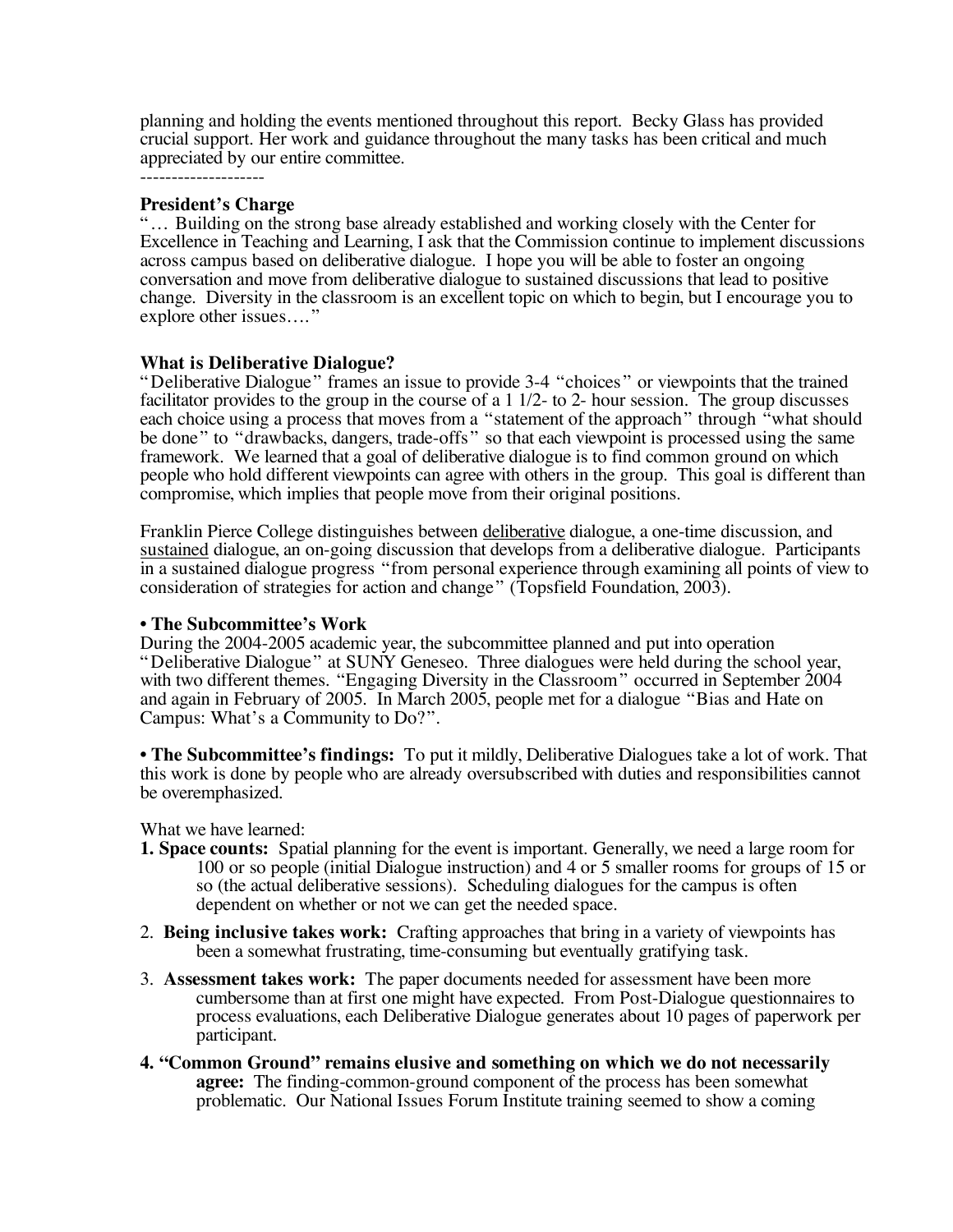planning and holding the events mentioned throughout this report. Becky Glass has provided crucial support. Her work and guidance throughout the many tasks has been critical and much appreciated by our entire committee.

--------------------

**President's Charge**

"… Building on the strong base already established and working closely with the Center for Excellence in Teaching and Learning, I ask that the Commission continue to implement discussions across campus based on deliberative dialogue. I hope you will be able to foster an ongoing conversation and move from deliberative dialogue to sustained discussions that lead to positive change. Diversity in the classroom is an excellent topic on which to begin, but I encourage you to explore other issues…."

**What is Deliberative Dialogue?**

"Deliberative Dialogue" frames an issue to provide 3-4 "choices" or viewpoints that the trained facilitator provides to the group in the course of a 1 1/2- to 2- hour session. The group discusses each choice using a process that moves from a "statement of the approach" through "what should be done" to "drawbacks, dangers, trade-offs" so that each viewpoint is processed using the same framework. We learned that a goal of deliberative dialogue is to find common ground on which people who hold different viewpoints can agree with others in the group. This goal is different than compromise, which implies that people move from their original positions.

Franklin Pierce College distinguishes between deliberative dialogue, a one-time discussion, and sustained dialogue, an on-going discussion that develops from a deliberative dialogue. Participants in a sustained dialogue progress "from personal experience through examining all points of view to consideration of strategies for action and change" (Topsfield Foundation, 2003).

**• The Subcommittee's Work**

During the 2004-2005 academic year, the subcommittee planned and put into operation "Deliberative Dialogue" at SUNY Geneseo. Three dialogues were held during the school year, with two different themes. "Engaging Diversity in the Classroom" occurred in September 2004 and again in February of 2005. In March 2005, people met for a dialogue "Bias and Hate on Campus: What's a Community to Do?".

**• The Subcommittee's findings:** To put it mildly, Deliberative Dialogues take a lot of work. That this work is done by people who are already oversubscribed with duties and responsibilities cannot be overemphasized.

What we have learned:

1. **Space counts:** Spatial planning for the event is important. Generally, we need a large room for 100 or so people (initial Dialogue instruction) and 4 or 5 smaller rooms for groups of 15 or so (the actual deliberative sessions). Scheduling dialogues for the campus is often dependent on whether or not we can get the needed space.
2. **Being inclusive takes work:** Crafting approaches that bring in a variety of viewpoints has been a somewhat frustrating, time-consuming but eventually gratifying task.
3. **Assessment takes work:** The paper documents needed for assessment have been more cumbersome than at first one might have expected. From Post-Dialogue questionnaires to process evaluations, each Deliberative Dialogue generates about 10 pages of paperwork per participant.
4. **"Common Ground" remains elusive and something on which we do not necessarily agree:** The finding-common-ground component of the process has been somewhat problematic. Our National Issues Forum Institute training seemed to show a coming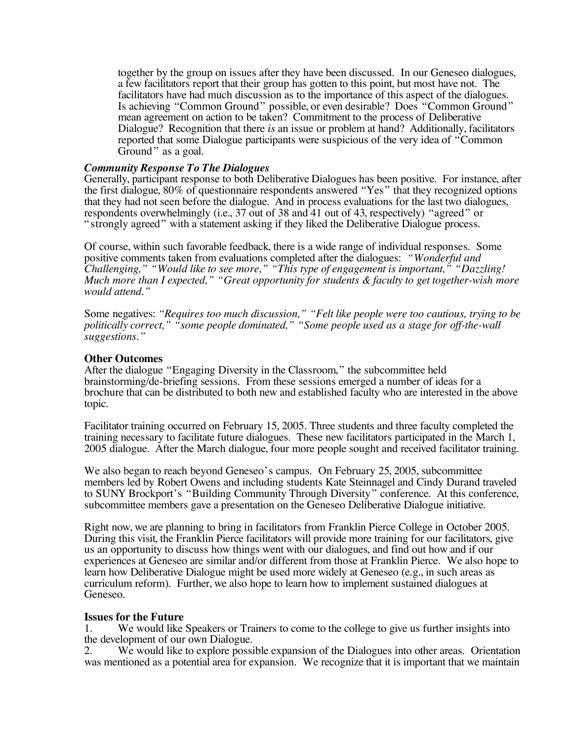together by the group on issues after they have been discussed. In our Geneseo dialogues, a few facilitators report that their group has gotten to this point, but most have not. The facilitators have had much discussion as to the importance of this aspect of the dialogues. Is achieving "Common Ground" possible, or even desirable? Does "Common Ground" mean agreement on action to be taken? Commitment to the process of Deliberative Dialogue? Recognition that there *is* an issue or problem at hand? Additionally, facilitators reported that some Dialogue participants were suspicious of the very idea of "Common Ground" as a goal.

***Community Response To The Dialogues***

Generally, participant response to both Deliberative Dialogues has been positive. For instance, after the first dialogue, 80% of questionnaire respondents answered "Yes" that they recognized options that they had not seen before the dialogue. And in process evaluations for the last two dialogues, respondents overwhelmingly (i.e., 37 out of 38 and 41 out of 43, respectively) "agreed" or "strongly agreed" with a statement asking if they liked the Deliberative Dialogue process.

Of course, within such favorable feedback, there is a wide range of individual responses. Some positive comments taken from evaluations completed after the dialogues: *"Wonderful and Challenging," "Would like to see more," "This type of engagement is important," "Dazzling! Much more than I expected," "Great opportunity for students & faculty to get together-wish more would attend."*

Some negatives: *"Requires too much discussion," "Felt like people were too cautious, trying to be politically correct," "some people dominated," "Some people used as a stage for off-the-wall suggestions."*

**Other Outcomes**

After the dialogue "Engaging Diversity in the Classroom," the subcommittee held brainstorming/de-briefing sessions. From these sessions emerged a number of ideas for a brochure that can be distributed to both new and established faculty who are interested in the above topic.

Facilitator training occurred on February 15, 2005. Three students and three faculty completed the training necessary to facilitate future dialogues. These new facilitators participated in the March 1, 2005 dialogue. After the March dialogue, four more people sought and received facilitator training.

We also began to reach beyond Geneseo's campus. On February 25, 2005, subcommittee members led by Robert Owens and including students Kate Steinnagel and Cindy Durand traveled to SUNY Brockport's "Building Community Through Diversity" conference. At this conference, subcommittee members gave a presentation on the Geneseo Deliberative Dialogue initiative.

Right now, we are planning to bring in facilitators from Franklin Pierce College in October 2005. During this visit, the Franklin Pierce facilitators will provide more training for our facilitators, give us an opportunity to discuss how things went with our dialogues, and find out how and if our experiences at Geneseo are similar and/or different from those at Franklin Pierce. We also hope to learn how Deliberative Dialogue might be used more widely at Geneseo (e.g., in such areas as curriculum reform). Further, we also hope to learn how to implement sustained dialogues at Geneseo.

**Issues for the Future**

1. We would like Speakers or Trainers to come to the college to give us further insights into the development of our own Dialogue.
2. We would like to explore possible expansion of the Dialogues into other areas. Orientation was mentioned as a potential area for expansion. We recognize that it is important that we maintain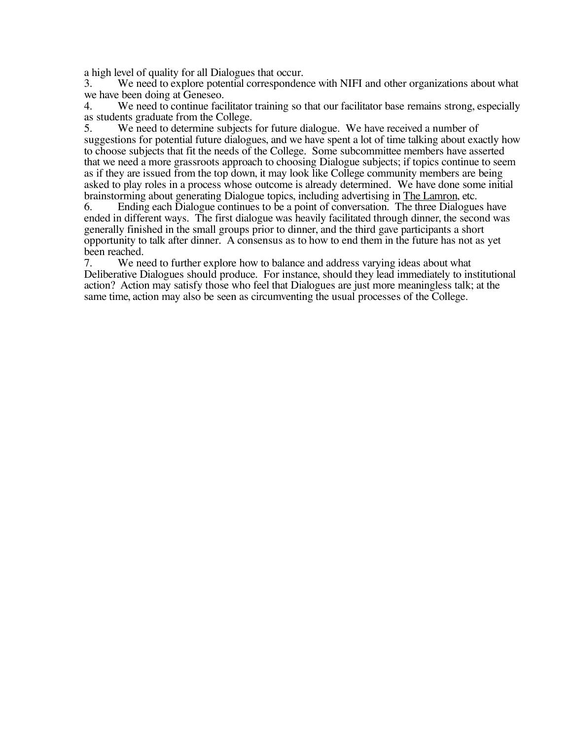a high level of quality for all Dialogues that occur.

3. We need to explore potential correspondence with NIFI and other organizations about what we have been doing at Geneseo.
4. We need to continue facilitator training so that our facilitator base remains strong, especially as students graduate from the College.
5. We need to determine subjects for future dialogue. We have received a number of suggestions for potential future dialogues, and we have spent a lot of time talking about exactly how to choose subjects that fit the needs of the College. Some subcommittee members have asserted that we need a more grassroots approach to choosing Dialogue subjects; if topics continue to seem as if they are issued from the top down, it may look like College community members are being asked to play roles in a process whose outcome is already determined. We have done some initial brainstorming about generating Dialogue topics, including advertising in The Lamron, etc.
6. Ending each Dialogue continues to be a point of conversation. The three Dialogues have ended in different ways. The first dialogue was heavily facilitated through dinner, the second was generally finished in the small groups prior to dinner, and the third gave participants a short opportunity to talk after dinner. A consensus as to how to end them in the future has not as yet been reached.
7. We need to further explore how to balance and address varying ideas about what Deliberative Dialogues should produce. For instance, should they lead immediately to institutional action? Action may satisfy those who feel that Dialogues are just more meaningless talk; at the same time, action may also be seen as circumventing the usual processes of the College.